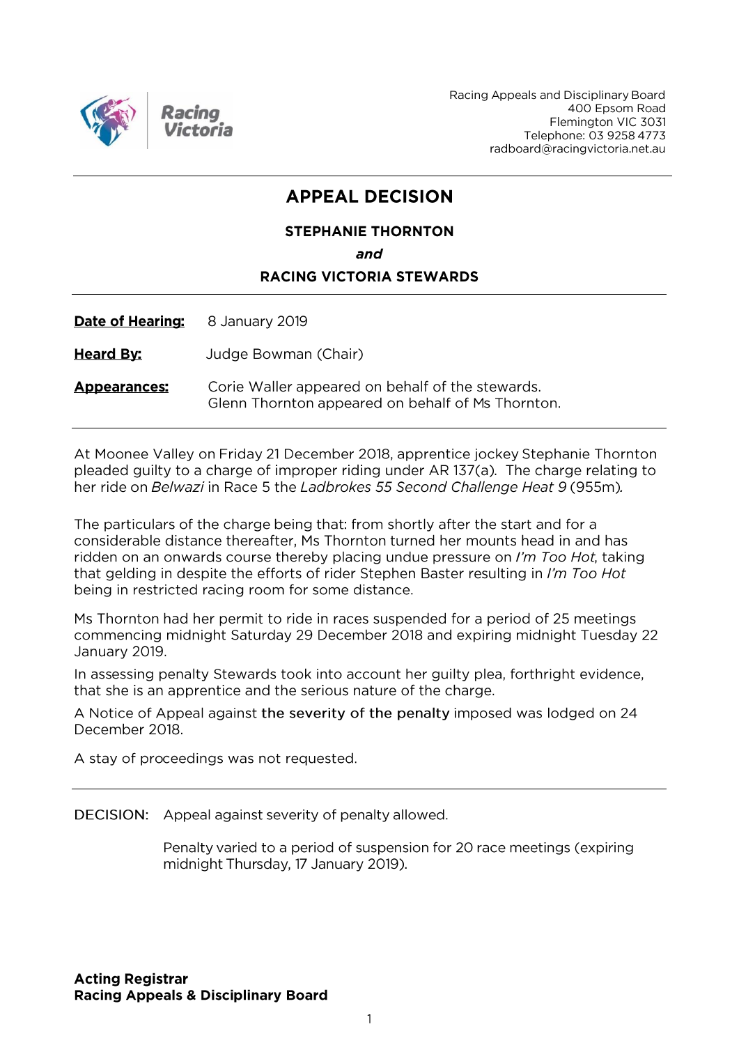Racing Appeals and Disciplinary Board
400 Epsom Road
Flemington VIC 3031
Telephone: 03 9258 4773
radboard@racingvictoria.net.au

# APPEAL DECISION

**STEPHANIE THORNTON**

***and***

**RACING VICTORIA STEWARDS**

**Date of Hearing:** 8 January 2019

**Heard By:** Judge Bowman (Chair)

**Appearances:** Corie Waller appeared on behalf of the stewards.
Glenn Thornton appeared on behalf of Ms Thornton.

At Moonee Valley on Friday 21 December 2018, apprentice jockey Stephanie Thornton pleaded guilty to a charge of improper riding under AR 137(a). The charge relating to her ride on *Belwazi* in Race 5 the *Ladbrokes 55 Second Challenge Heat 9* (955m).

The particulars of the charge being that: from shortly after the start and for a considerable distance thereafter, Ms Thornton turned her mounts head in and has ridden on an onwards course thereby placing undue pressure on *I'm Too Hot*, taking that gelding in despite the efforts of rider Stephen Baster resulting in *I'm Too Hot* being in restricted racing room for some distance.

Ms Thornton had her permit to ride in races suspended for a period of 25 meetings commencing midnight Saturday 29 December 2018 and expiring midnight Tuesday 22 January 2019.

In assessing penalty Stewards took into account her guilty plea, forthright evidence, that she is an apprentice and the serious nature of the charge.

A Notice of Appeal against the severity of the penalty imposed was lodged on 24 December 2018.

A stay of proceedings was not requested.

DECISION: Appeal against severity of penalty allowed.

Penalty varied to a period of suspension for 20 race meetings (expiring midnight Thursday, 17 January 2019).

**Acting Registrar**
**Racing Appeals & Disciplinary Board**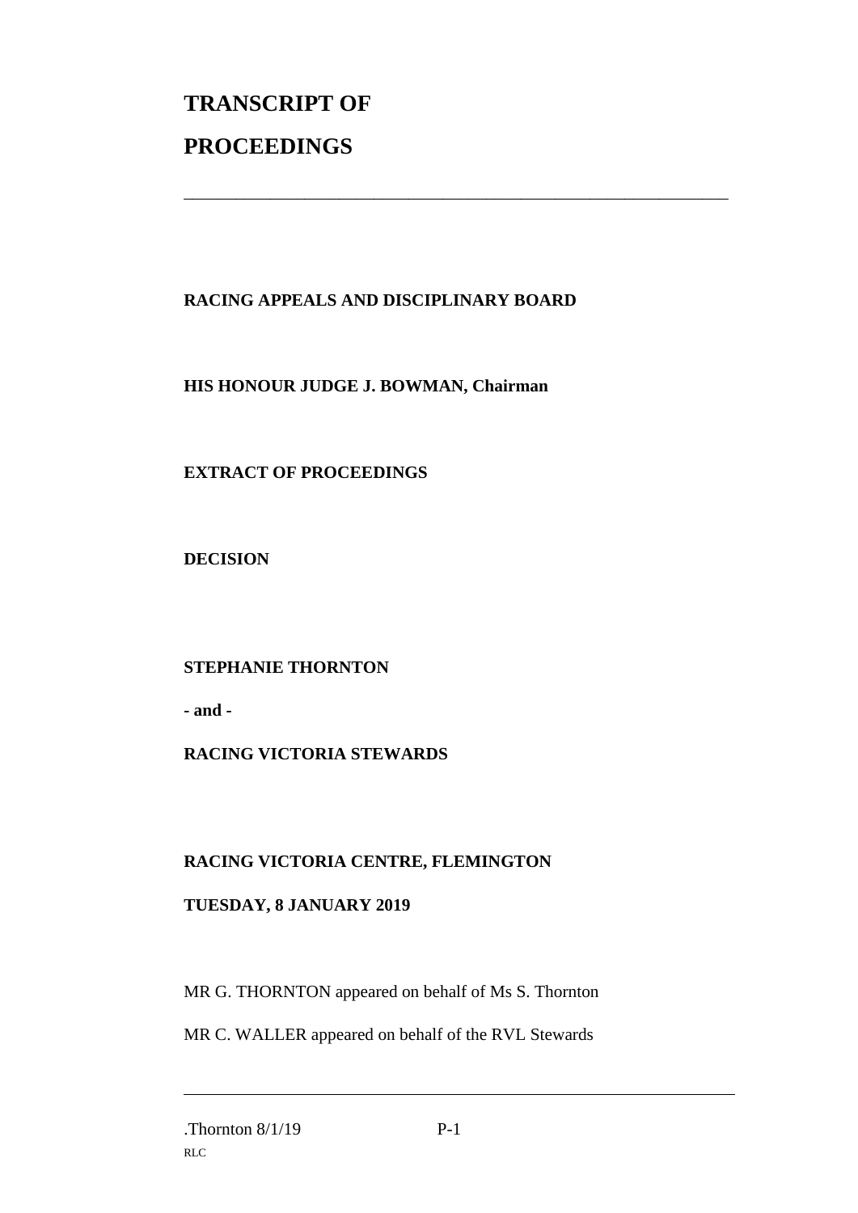# TRANSCRIPT OF PROCEEDINGS

---

**RACING APPEALS AND DISCIPLINARY BOARD**

**HIS HONOUR JUDGE J. BOWMAN, Chairman**

**EXTRACT OF PROCEEDINGS**

**DECISION**

**STEPHANIE THORNTON**

**- and -**

**RACING VICTORIA STEWARDS**

**RACING VICTORIA CENTRE, FLEMINGTON**

**TUESDAY, 8 JANUARY 2019**

MR G. THORNTON appeared on behalf of Ms S. Thornton

MR C. WALLER appeared on behalf of the RVL Stewards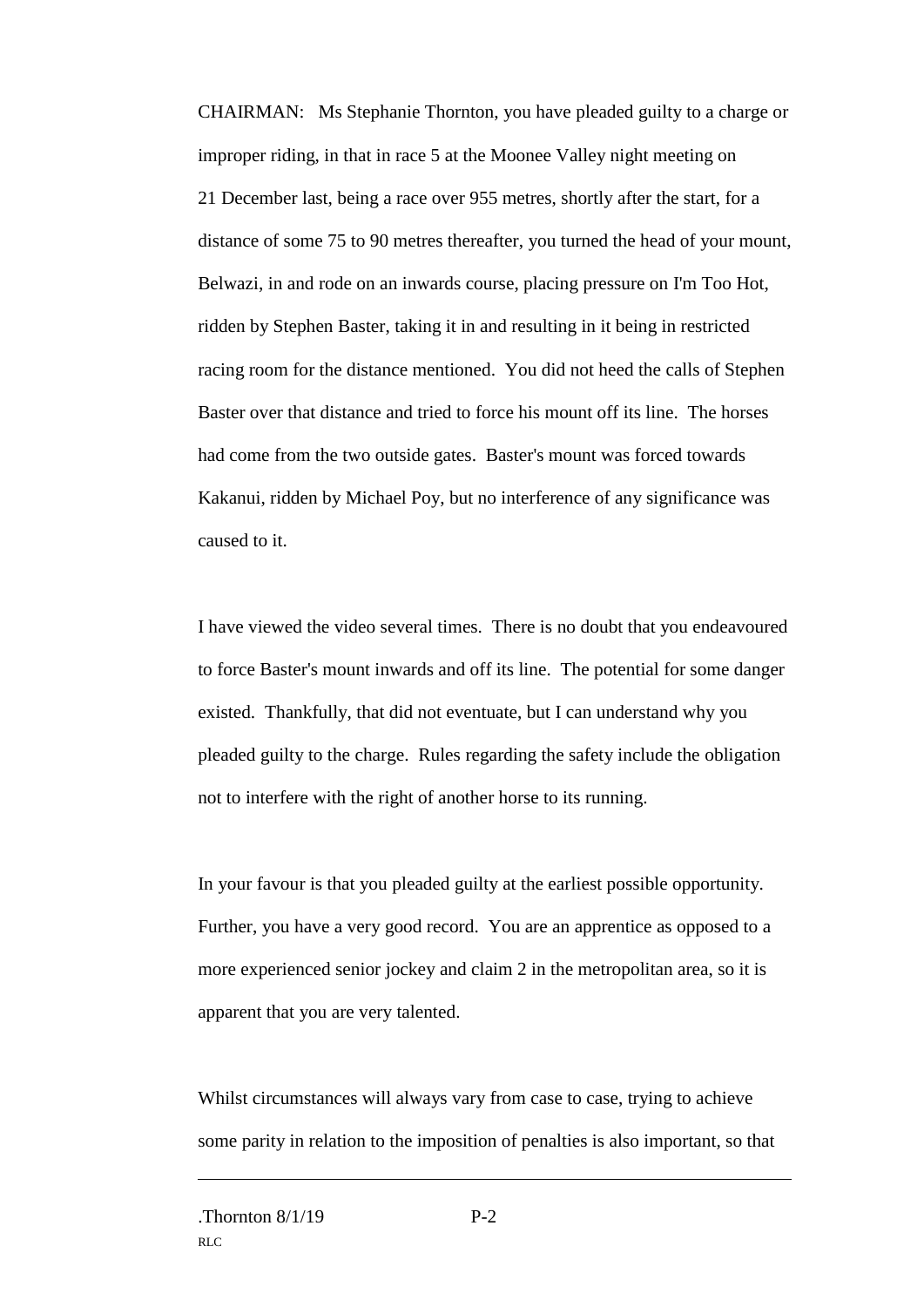CHAIRMAN: Ms Stephanie Thornton, you have pleaded guilty to a charge or improper riding, in that in race 5 at the Moonee Valley night meeting on 21 December last, being a race over 955 metres, shortly after the start, for a distance of some 75 to 90 metres thereafter, you turned the head of your mount, Belwazi, in and rode on an inwards course, placing pressure on I'm Too Hot, ridden by Stephen Baster, taking it in and resulting in it being in restricted racing room for the distance mentioned. You did not heed the calls of Stephen Baster over that distance and tried to force his mount off its line. The horses had come from the two outside gates. Baster's mount was forced towards Kakanui, ridden by Michael Poy, but no interference of any significance was caused to it.

I have viewed the video several times. There is no doubt that you endeavoured to force Baster's mount inwards and off its line. The potential for some danger existed. Thankfully, that did not eventuate, but I can understand why you pleaded guilty to the charge. Rules regarding the safety include the obligation not to interfere with the right of another horse to its running.

In your favour is that you pleaded guilty at the earliest possible opportunity. Further, you have a very good record. You are an apprentice as opposed to a more experienced senior jockey and claim 2 in the metropolitan area, so it is apparent that you are very talented.

Whilst circumstances will always vary from case to case, trying to achieve some parity in relation to the imposition of penalties is also important, so that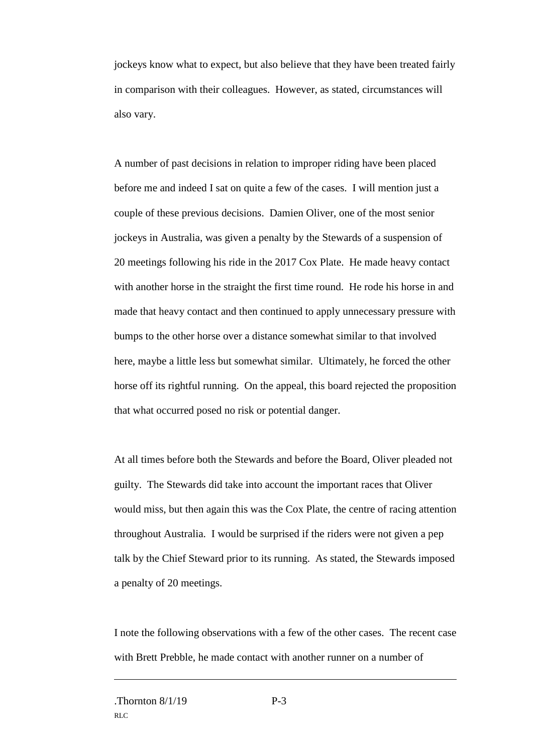jockeys know what to expect, but also believe that they have been treated fairly in comparison with their colleagues. However, as stated, circumstances will also vary.

A number of past decisions in relation to improper riding have been placed before me and indeed I sat on quite a few of the cases. I will mention just a couple of these previous decisions. Damien Oliver, one of the most senior jockeys in Australia, was given a penalty by the Stewards of a suspension of 20 meetings following his ride in the 2017 Cox Plate. He made heavy contact with another horse in the straight the first time round. He rode his horse in and made that heavy contact and then continued to apply unnecessary pressure with bumps to the other horse over a distance somewhat similar to that involved here, maybe a little less but somewhat similar. Ultimately, he forced the other horse off its rightful running. On the appeal, this board rejected the proposition that what occurred posed no risk or potential danger.

At all times before both the Stewards and before the Board, Oliver pleaded not guilty. The Stewards did take into account the important races that Oliver would miss, but then again this was the Cox Plate, the centre of racing attention throughout Australia. I would be surprised if the riders were not given a pep talk by the Chief Steward prior to its running. As stated, the Stewards imposed a penalty of 20 meetings.

I note the following observations with a few of the other cases. The recent case with Brett Prebble, he made contact with another runner on a number of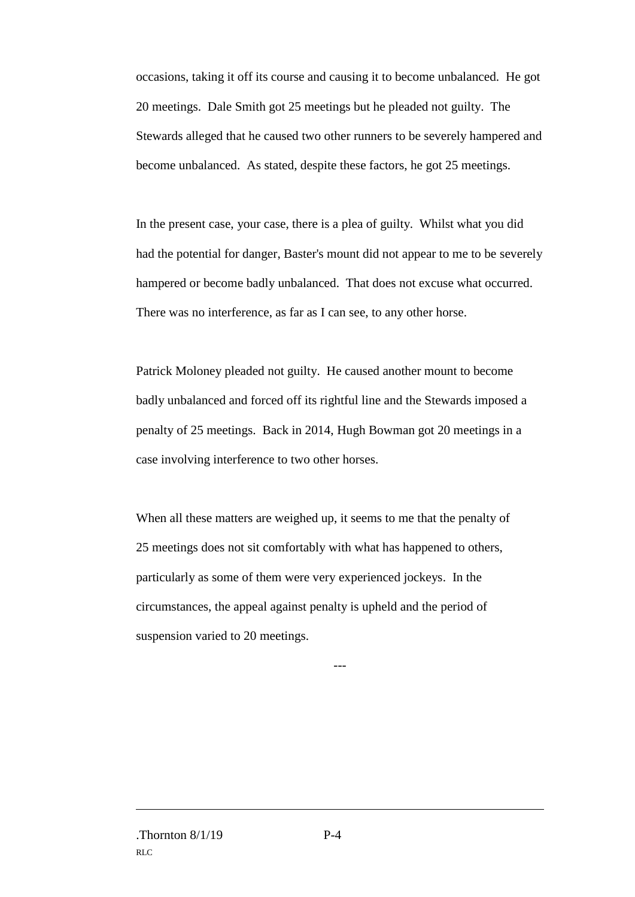occasions, taking it off its course and causing it to become unbalanced. He got 20 meetings. Dale Smith got 25 meetings but he pleaded not guilty. The Stewards alleged that he caused two other runners to be severely hampered and become unbalanced. As stated, despite these factors, he got 25 meetings.

In the present case, your case, there is a plea of guilty. Whilst what you did had the potential for danger, Baster's mount did not appear to me to be severely hampered or become badly unbalanced. That does not excuse what occurred. There was no interference, as far as I can see, to any other horse.

Patrick Moloney pleaded not guilty. He caused another mount to become badly unbalanced and forced off its rightful line and the Stewards imposed a penalty of 25 meetings. Back in 2014, Hugh Bowman got 20 meetings in a case involving interference to two other horses.

When all these matters are weighed up, it seems to me that the penalty of 25 meetings does not sit comfortably with what has happened to others, particularly as some of them were very experienced jockeys. In the circumstances, the appeal against penalty is upheld and the period of suspension varied to 20 meetings.

---